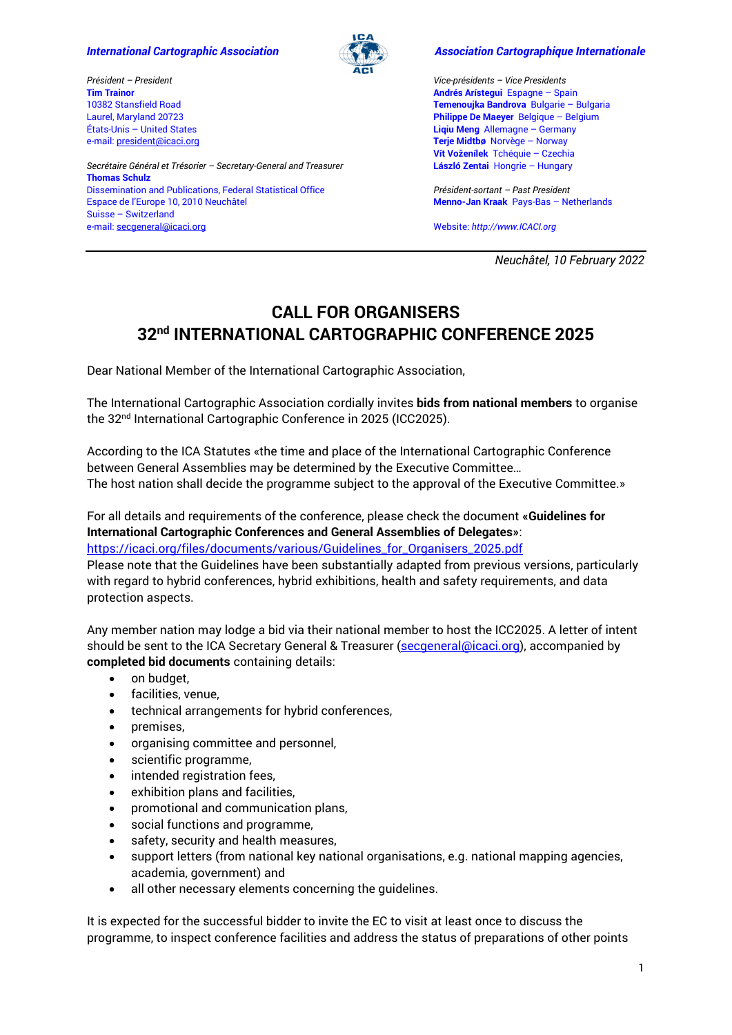*International Cartographic Association*

*Association Cartographique Internationale*

*Président – President*
**Tim Trainor**
10382 Stansfield Road
Laurel, Maryland 20723
États-Unis – United States
e-mail: president@icaci.org

*Secrétaire Général et Trésorier – Secretary-General and Treasurer*
**Thomas Schulz**
Dissemination and Publications, Federal Statistical Office
Espace de l'Europe 10, 2010 Neuchâtel
Suisse – Switzerland
e-mail: secgeneral@icaci.org

*Vice-présidents – Vice Presidents*
**Andrés Arístegui** Espagne – Spain
**Temenoujka Bandrova** Bulgarie – Bulgaria
**Philippe De Maeyer** Belgique – Belgium
**Liqiu Meng** Allemagne – Germany
**Terje Midtbø** Norvège – Norway
**Vít Voženílek** Tchéquie – Czechia
**László Zentai** Hongrie – Hungary

*Président-sortant – Past President*
**Menno-Jan Kraak** Pays-Bas – Netherlands

Website: *http://www.ICACI.org*

*Neuchâtel, 10 February 2022*

# CALL FOR ORGANISERS
# 32nd INTERNATIONAL CARTOGRAPHIC CONFERENCE 2025

Dear National Member of the International Cartographic Association,

The International Cartographic Association cordially invites **bids from national members** to organise the 32nd International Cartographic Conference in 2025 (ICC2025).

According to the ICA Statutes «the time and place of the International Cartographic Conference between General Assemblies may be determined by the Executive Committee…
The host nation shall decide the programme subject to the approval of the Executive Committee.»

For all details and requirements of the conference, please check the document **«Guidelines for International Cartographic Conferences and General Assemblies of Delegates»**:
https://icaci.org/files/documents/various/Guidelines_for_Organisers_2025.pdf
Please note that the Guidelines have been substantially adapted from previous versions, particularly with regard to hybrid conferences, hybrid exhibitions, health and safety requirements, and data protection aspects.

Any member nation may lodge a bid via their national member to host the ICC2025. A letter of intent should be sent to the ICA Secretary General & Treasurer (secgeneral@icaci.org), accompanied by **completed bid documents** containing details:

- on budget,
- facilities, venue,
- technical arrangements for hybrid conferences,
- premises,
- organising committee and personnel,
- scientific programme,
- intended registration fees,
- exhibition plans and facilities,
- promotional and communication plans,
- social functions and programme,
- safety, security and health measures,
- support letters (from national key national organisations, e.g. national mapping agencies, academia, government) and
- all other necessary elements concerning the guidelines.

It is expected for the successful bidder to invite the EC to visit at least once to discuss the programme, to inspect conference facilities and address the status of preparations of other points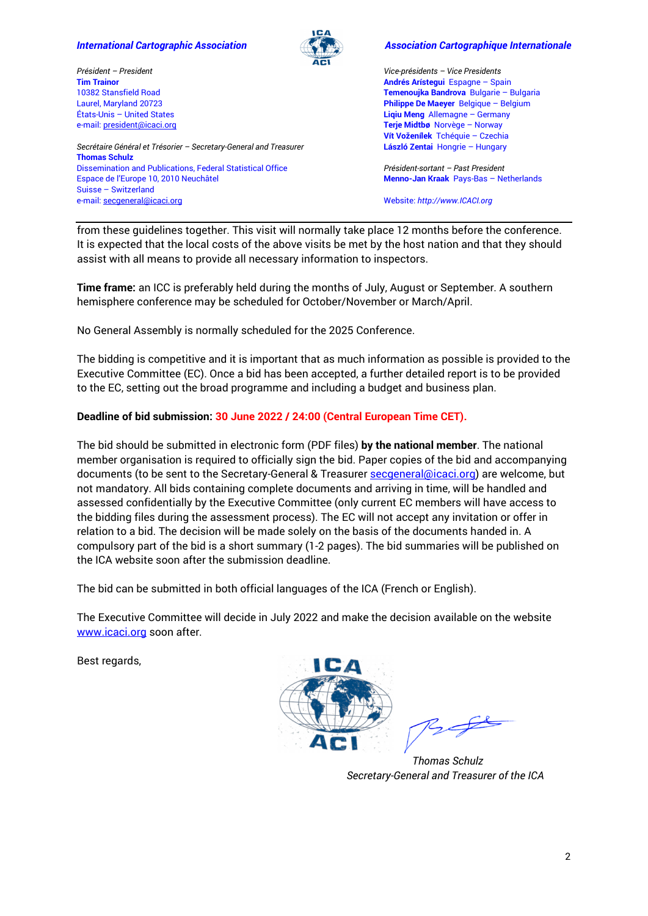from these guidelines together. This visit will normally take place 12 months before the conference. It is expected that the local costs of the above visits be met by the host nation and that they should assist with all means to provide all necessary information to inspectors.

**Time frame:** an ICC is preferably held during the months of July, August or September. A southern hemisphere conference may be scheduled for October/November or March/April.

No General Assembly is normally scheduled for the 2025 Conference.

The bidding is competitive and it is important that as much information as possible is provided to the Executive Committee (EC). Once a bid has been accepted, a further detailed report is to be provided to the EC, setting out the broad programme and including a budget and business plan.

**Deadline of bid submission: 30 June 2022 / 24:00 (Central European Time CET).**

The bid should be submitted in electronic form (PDF files) **by the national member**. The national member organisation is required to officially sign the bid. Paper copies of the bid and accompanying documents (to be sent to the Secretary-General & Treasurer secgeneral@icaci.org) are welcome, but not mandatory. All bids containing complete documents and arriving in time, will be handled and assessed confidentially by the Executive Committee (only current EC members will have access to the bidding files during the assessment process). The EC will not accept any invitation or offer in relation to a bid. The decision will be made solely on the basis of the documents handed in. A compulsory part of the bid is a short summary (1-2 pages). The bid summaries will be published on the ICA website soon after the submission deadline.

The bid can be submitted in both official languages of the ICA (French or English).

The Executive Committee will decide in July 2022 and make the decision available on the website www.icaci.org soon after.

Best regards,

*Thomas Schulz*
*Secretary-General and Treasurer of the ICA*